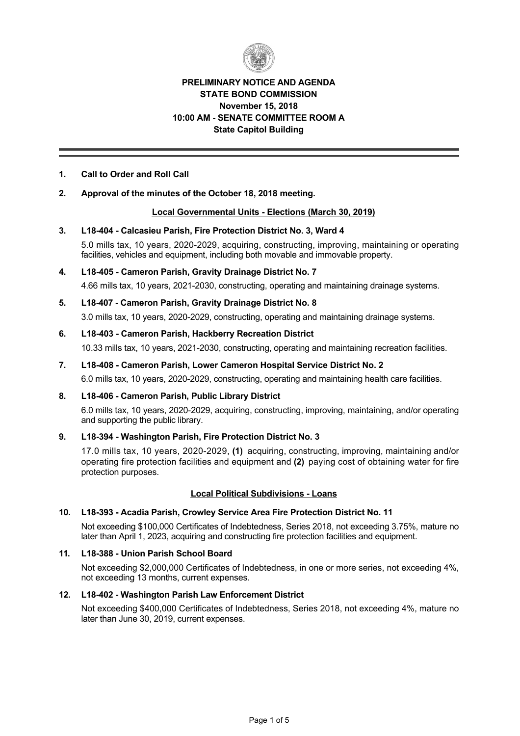# PRELIMINARY NOTICE AND AGENDA
## STATE BOND COMMISSION
### November 15, 2018
### 10:00 AM - SENATE COMMITTEE ROOM A
### State Capitol Building

---

**1. Call to Order and Roll Call**

**2. Approval of the minutes of the October 18, 2018 meeting.**

**Local Governmental Units - Elections (March 30, 2019)**

**3. L18-404 - Calcasieu Parish, Fire Protection District No. 3, Ward 4**

5.0 mills tax, 10 years, 2020-2029, acquiring, constructing, improving, maintaining or operating facilities, vehicles and equipment, including both movable and immovable property.

**4. L18-405 - Cameron Parish, Gravity Drainage District No. 7**

4.66 mills tax, 10 years, 2021-2030, constructing, operating and maintaining drainage systems.

**5. L18-407 - Cameron Parish, Gravity Drainage District No. 8**

3.0 mills tax, 10 years, 2020-2029, constructing, operating and maintaining drainage systems.

**6. L18-403 - Cameron Parish, Hackberry Recreation District**

10.33 mills tax, 10 years, 2021-2030, constructing, operating and maintaining recreation facilities.

**7. L18-408 - Cameron Parish, Lower Cameron Hospital Service District No. 2**

6.0 mills tax, 10 years, 2020-2029, constructing, operating and maintaining health care facilities.

**8. L18-406 - Cameron Parish, Public Library District**

6.0 mills tax, 10 years, 2020-2029, acquiring, constructing, improving, maintaining, and/or operating and supporting the public library.

**9. L18-394 - Washington Parish, Fire Protection District No. 3**

17.0 mills tax, 10 years, 2020-2029, **(1)** acquiring, constructing, improving, maintaining and/or operating fire protection facilities and equipment and **(2)** paying cost of obtaining water for fire protection purposes.

**Local Political Subdivisions - Loans**

**10. L18-393 - Acadia Parish, Crowley Service Area Fire Protection District No. 11**

Not exceeding $100,000 Certificates of Indebtedness, Series 2018, not exceeding 3.75%, mature no later than April 1, 2023, acquiring and constructing fire protection facilities and equipment.

**11. L18-388 - Union Parish School Board**

Not exceeding $2,000,000 Certificates of Indebtedness, in one or more series, not exceeding 4%, not exceeding 13 months, current expenses.

**12. L18-402 - Washington Parish Law Enforcement District**

Not exceeding $400,000 Certificates of Indebtedness, Series 2018, not exceeding 4%, mature no later than June 30, 2019, current expenses.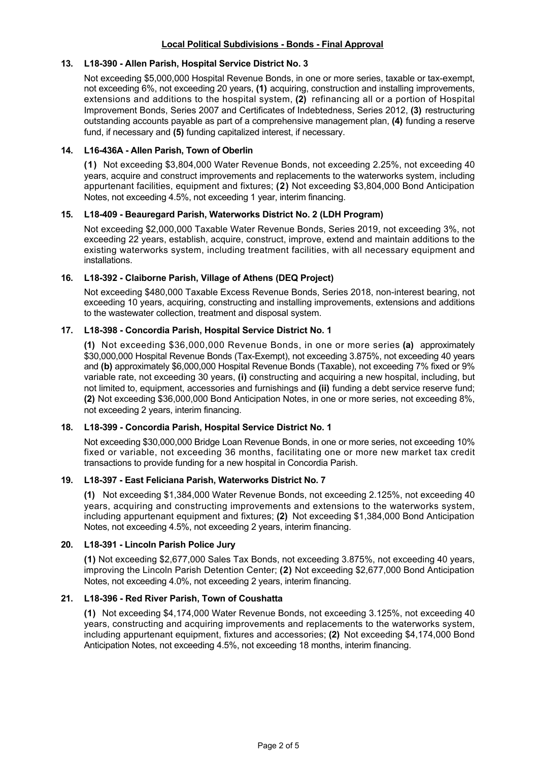## Local Political Subdivisions - Bonds - Final Approval

### 13. L18-390 - Allen Parish, Hospital Service District No. 3

Not exceeding $5,000,000 Hospital Revenue Bonds, in one or more series, taxable or tax-exempt, not exceeding 6%, not exceeding 20 years, **(1)** acquiring, construction and installing improvements, extensions and additions to the hospital system, **(2)** refinancing all or a portion of Hospital Improvement Bonds, Series 2007 and Certificates of Indebtedness, Series 2012, **(3)** restructuring outstanding accounts payable as part of a comprehensive management plan, **(4)** funding a reserve fund, if necessary and **(5)** funding capitalized interest, if necessary.

### 14. L16-436A - Allen Parish, Town of Oberlin

**(1)** Not exceeding $3,804,000 Water Revenue Bonds, not exceeding 2.25%, not exceeding 40 years, acquire and construct improvements and replacements to the waterworks system, including appurtenant facilities, equipment and fixtures; **(2)** Not exceeding $3,804,000 Bond Anticipation Notes, not exceeding 4.5%, not exceeding 1 year, interim financing.

### 15. L18-409 - Beauregard Parish, Waterworks District No. 2 (LDH Program)

Not exceeding $2,000,000 Taxable Water Revenue Bonds, Series 2019, not exceeding 3%, not exceeding 22 years, establish, acquire, construct, improve, extend and maintain additions to the existing waterworks system, including treatment facilities, with all necessary equipment and installations.

### 16. L18-392 - Claiborne Parish, Village of Athens (DEQ Project)

Not exceeding $480,000 Taxable Excess Revenue Bonds, Series 2018, non-interest bearing, not exceeding 10 years, acquiring, constructing and installing improvements, extensions and additions to the wastewater collection, treatment and disposal system.

### 17. L18-398 - Concordia Parish, Hospital Service District No. 1

**(1)** Not exceeding $36,000,000 Revenue Bonds, in one or more series **(a)** approximately $30,000,000 Hospital Revenue Bonds (Tax-Exempt), not exceeding 3.875%, not exceeding 40 years and **(b)** approximately $6,000,000 Hospital Revenue Bonds (Taxable), not exceeding 7% fixed or 9% variable rate, not exceeding 30 years, **(i)** constructing and acquiring a new hospital, including, but not limited to, equipment, accessories and furnishings and **(ii)** funding a debt service reserve fund; **(2)** Not exceeding $36,000,000 Bond Anticipation Notes, in one or more series, not exceeding 8%, not exceeding 2 years, interim financing.

### 18. L18-399 - Concordia Parish, Hospital Service District No. 1

Not exceeding $30,000,000 Bridge Loan Revenue Bonds, in one or more series, not exceeding 10% fixed or variable, not exceeding 36 months, facilitating one or more new market tax credit transactions to provide funding for a new hospital in Concordia Parish.

### 19. L18-397 - East Feliciana Parish, Waterworks District No. 7

**(1)** Not exceeding $1,384,000 Water Revenue Bonds, not exceeding 2.125%, not exceeding 40 years, acquiring and constructing improvements and extensions to the waterworks system, including appurtenant equipment and fixtures; **(2)** Not exceeding $1,384,000 Bond Anticipation Notes, not exceeding 4.5%, not exceeding 2 years, interim financing.

### 20. L18-391 - Lincoln Parish Police Jury

**(1)** Not exceeding $2,677,000 Sales Tax Bonds, not exceeding 3.875%, not exceeding 40 years, improving the Lincoln Parish Detention Center; **(2)** Not exceeding $2,677,000 Bond Anticipation Notes, not exceeding 4.0%, not exceeding 2 years, interim financing.

### 21. L18-396 - Red River Parish, Town of Coushatta

**(1)** Not exceeding $4,174,000 Water Revenue Bonds, not exceeding 3.125%, not exceeding 40 years, constructing and acquiring improvements and replacements to the waterworks system, including appurtenant equipment, fixtures and accessories; **(2)** Not exceeding $4,174,000 Bond Anticipation Notes, not exceeding 4.5%, not exceeding 18 months, interim financing.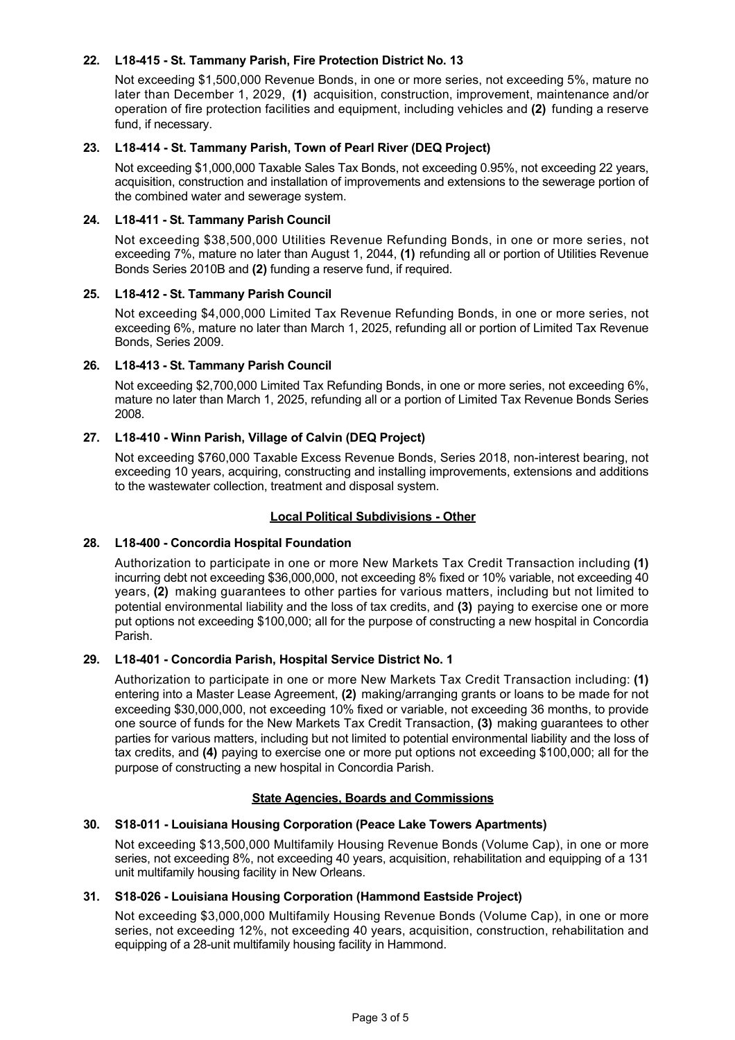**22. L18-415 - St. Tammany Parish, Fire Protection District No. 13**

Not exceeding $1,500,000 Revenue Bonds, in one or more series, not exceeding 5%, mature no later than December 1, 2029, **(1)** acquisition, construction, improvement, maintenance and/or operation of fire protection facilities and equipment, including vehicles and **(2)** funding a reserve fund, if necessary.

**23. L18-414 - St. Tammany Parish, Town of Pearl River (DEQ Project)**

Not exceeding $1,000,000 Taxable Sales Tax Bonds, not exceeding 0.95%, not exceeding 22 years, acquisition, construction and installation of improvements and extensions to the sewerage portion of the combined water and sewerage system.

**24. L18-411 - St. Tammany Parish Council**

Not exceeding $38,500,000 Utilities Revenue Refunding Bonds, in one or more series, not exceeding 7%, mature no later than August 1, 2044, **(1)** refunding all or portion of Utilities Revenue Bonds Series 2010B and **(2)** funding a reserve fund, if required.

**25. L18-412 - St. Tammany Parish Council**

Not exceeding $4,000,000 Limited Tax Revenue Refunding Bonds, in one or more series, not exceeding 6%, mature no later than March 1, 2025, refunding all or portion of Limited Tax Revenue Bonds, Series 2009.

**26. L18-413 - St. Tammany Parish Council**

Not exceeding $2,700,000 Limited Tax Refunding Bonds, in one or more series, not exceeding 6%, mature no later than March 1, 2025, refunding all or a portion of Limited Tax Revenue Bonds Series 2008.

**27. L18-410 - Winn Parish, Village of Calvin (DEQ Project)**

Not exceeding $760,000 Taxable Excess Revenue Bonds, Series 2018, non-interest bearing, not exceeding 10 years, acquiring, constructing and installing improvements, extensions and additions to the wastewater collection, treatment and disposal system.

## Local Political Subdivisions - Other

**28. L18-400 - Concordia Hospital Foundation**

Authorization to participate in one or more New Markets Tax Credit Transaction including **(1)** incurring debt not exceeding $36,000,000, not exceeding 8% fixed or 10% variable, not exceeding 40 years, **(2)** making guarantees to other parties for various matters, including but not limited to potential environmental liability and the loss of tax credits, and **(3)** paying to exercise one or more put options not exceeding $100,000; all for the purpose of constructing a new hospital in Concordia Parish.

**29. L18-401 - Concordia Parish, Hospital Service District No. 1**

Authorization to participate in one or more New Markets Tax Credit Transaction including: **(1)** entering into a Master Lease Agreement, **(2)** making/arranging grants or loans to be made for not exceeding $30,000,000, not exceeding 10% fixed or variable, not exceeding 36 months, to provide one source of funds for the New Markets Tax Credit Transaction, **(3)** making guarantees to other parties for various matters, including but not limited to potential environmental liability and the loss of tax credits, and **(4)** paying to exercise one or more put options not exceeding $100,000; all for the purpose of constructing a new hospital in Concordia Parish.

## State Agencies, Boards and Commissions

**30. S18-011 - Louisiana Housing Corporation (Peace Lake Towers Apartments)**

Not exceeding $13,500,000 Multifamily Housing Revenue Bonds (Volume Cap), in one or more series, not exceeding 8%, not exceeding 40 years, acquisition, rehabilitation and equipping of a 131 unit multifamily housing facility in New Orleans.

**31. S18-026 - Louisiana Housing Corporation (Hammond Eastside Project)**

Not exceeding $3,000,000 Multifamily Housing Revenue Bonds (Volume Cap), in one or more series, not exceeding 12%, not exceeding 40 years, acquisition, construction, rehabilitation and equipping of a 28-unit multifamily housing facility in Hammond.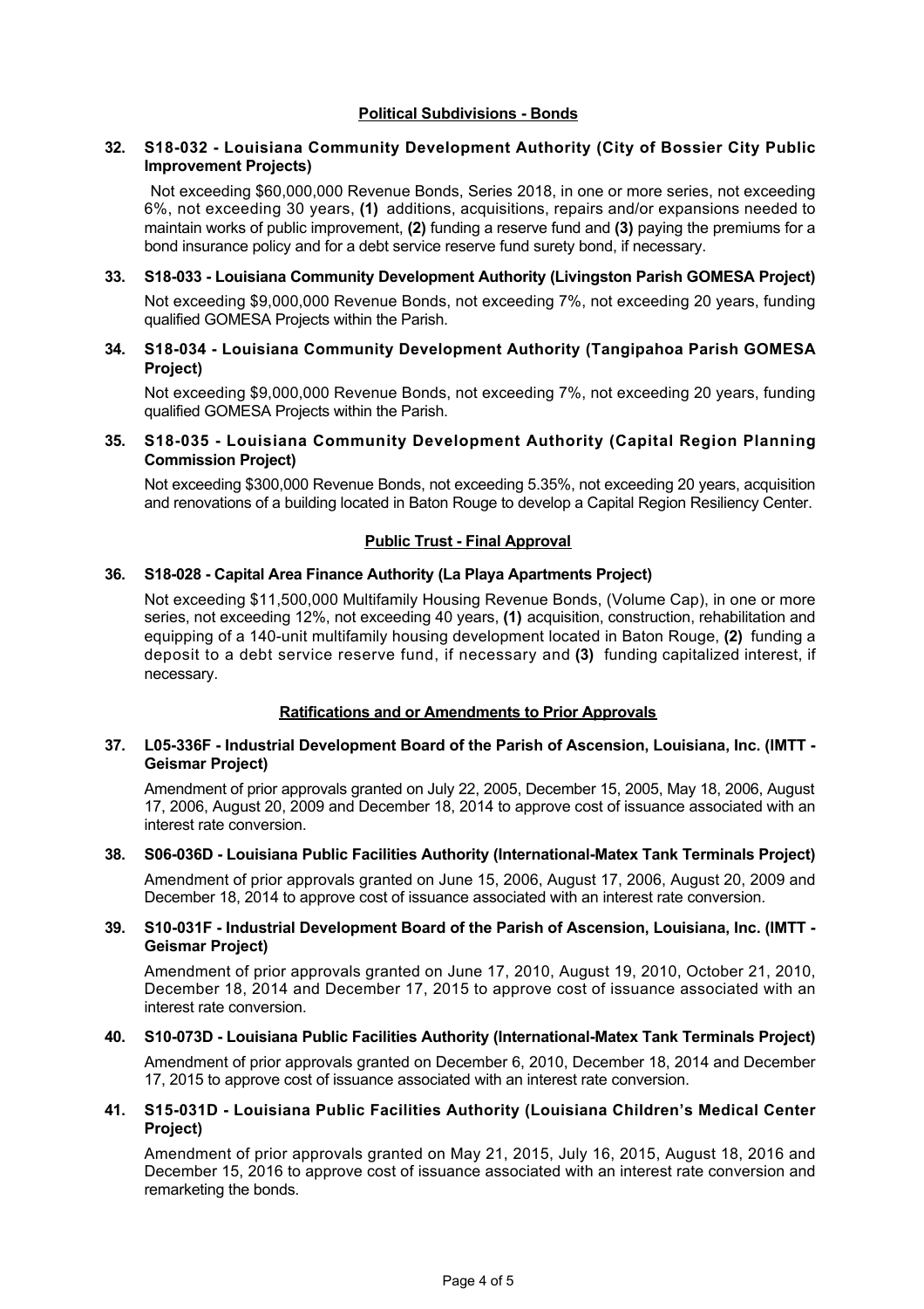## Political Subdivisions - Bonds

**32. S18-032 - Louisiana Community Development Authority (City of Bossier City Public Improvement Projects)**

Not exceeding $60,000,000 Revenue Bonds, Series 2018, in one or more series, not exceeding 6%, not exceeding 30 years, **(1)** additions, acquisitions, repairs and/or expansions needed to maintain works of public improvement, **(2)** funding a reserve fund and **(3)** paying the premiums for a bond insurance policy and for a debt service reserve fund surety bond, if necessary.

**33. S18-033 - Louisiana Community Development Authority (Livingston Parish GOMESA Project)**

Not exceeding $9,000,000 Revenue Bonds, not exceeding 7%, not exceeding 20 years, funding qualified GOMESA Projects within the Parish.

**34. S18-034 - Louisiana Community Development Authority (Tangipahoa Parish GOMESA Project)**

Not exceeding $9,000,000 Revenue Bonds, not exceeding 7%, not exceeding 20 years, funding qualified GOMESA Projects within the Parish.

**35. S18-035 - Louisiana Community Development Authority (Capital Region Planning Commission Project)**

Not exceeding $300,000 Revenue Bonds, not exceeding 5.35%, not exceeding 20 years, acquisition and renovations of a building located in Baton Rouge to develop a Capital Region Resiliency Center.

## Public Trust - Final Approval

**36. S18-028 - Capital Area Finance Authority (La Playa Apartments Project)**

Not exceeding $11,500,000 Multifamily Housing Revenue Bonds, (Volume Cap), in one or more series, not exceeding 12%, not exceeding 40 years, **(1)** acquisition, construction, rehabilitation and equipping of a 140-unit multifamily housing development located in Baton Rouge, **(2)** funding a deposit to a debt service reserve fund, if necessary and **(3)** funding capitalized interest, if necessary.

## Ratifications and or Amendments to Prior Approvals

**37. L05-336F - Industrial Development Board of the Parish of Ascension, Louisiana, Inc. (IMTT - Geismar Project)**

Amendment of prior approvals granted on July 22, 2005, December 15, 2005, May 18, 2006, August 17, 2006, August 20, 2009 and December 18, 2014 to approve cost of issuance associated with an interest rate conversion.

**38. S06-036D - Louisiana Public Facilities Authority (International-Matex Tank Terminals Project)**

Amendment of prior approvals granted on June 15, 2006, August 17, 2006, August 20, 2009 and December 18, 2014 to approve cost of issuance associated with an interest rate conversion.

**39. S10-031F - Industrial Development Board of the Parish of Ascension, Louisiana, Inc. (IMTT - Geismar Project)**

Amendment of prior approvals granted on June 17, 2010, August 19, 2010, October 21, 2010, December 18, 2014 and December 17, 2015 to approve cost of issuance associated with an interest rate conversion.

**40. S10-073D - Louisiana Public Facilities Authority (International-Matex Tank Terminals Project)**

Amendment of prior approvals granted on December 6, 2010, December 18, 2014 and December 17, 2015 to approve cost of issuance associated with an interest rate conversion.

**41. S15-031D - Louisiana Public Facilities Authority (Louisiana Children's Medical Center Project)**

Amendment of prior approvals granted on May 21, 2015, July 16, 2015, August 18, 2016 and December 15, 2016 to approve cost of issuance associated with an interest rate conversion and remarketing the bonds.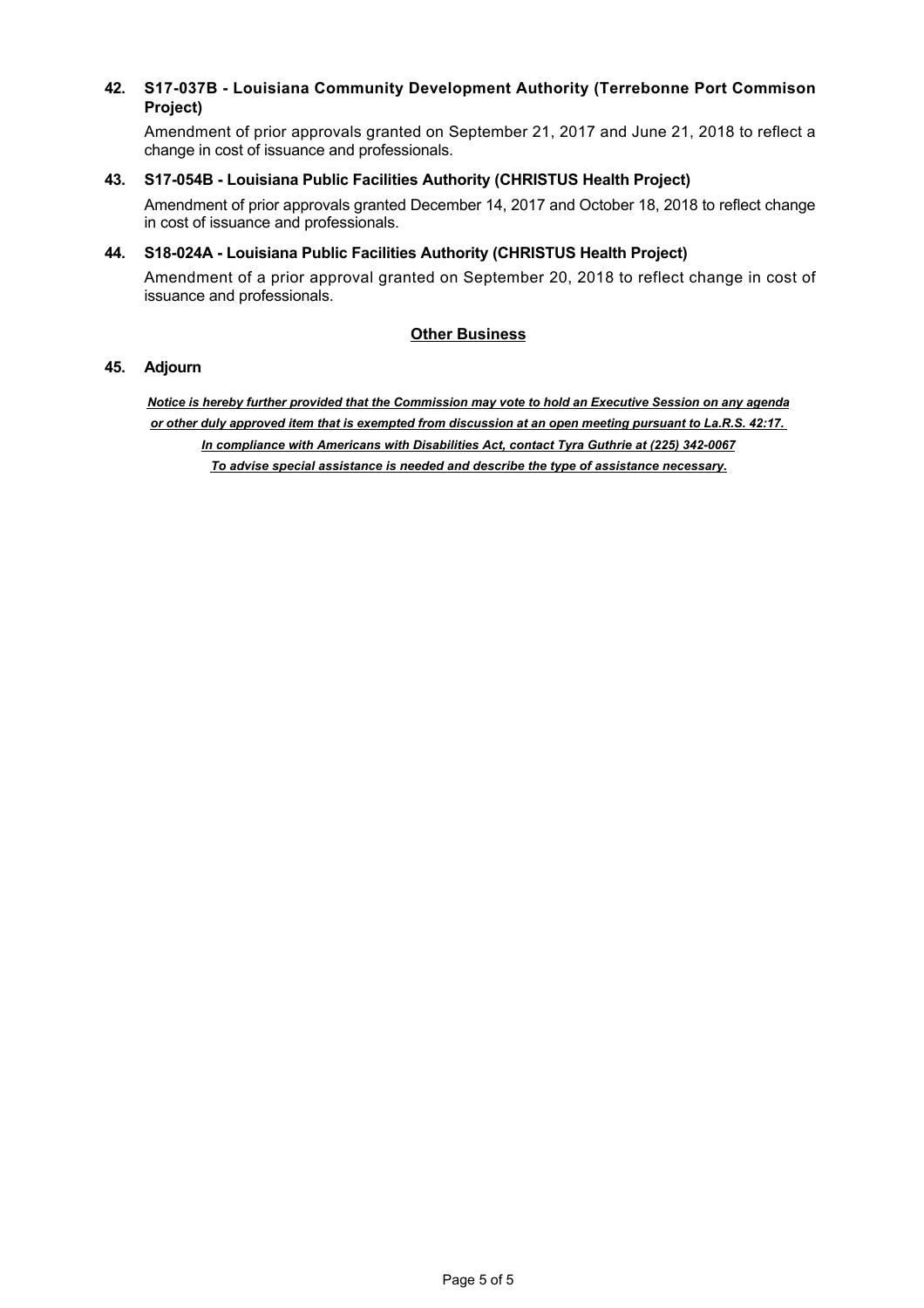**42. S17-037B - Louisiana Community Development Authority (Terrebonne Port Commison Project)**

Amendment of prior approvals granted on September 21, 2017 and June 21, 2018 to reflect a change in cost of issuance and professionals.

**43. S17-054B - Louisiana Public Facilities Authority (CHRISTUS Health Project)**

Amendment of prior approvals granted December 14, 2017 and October 18, 2018 to reflect change in cost of issuance and professionals.

**44. S18-024A - Louisiana Public Facilities Authority (CHRISTUS Health Project)**

Amendment of a prior approval granted on September 20, 2018 to reflect change in cost of issuance and professionals.

**Other Business**

**45. Adjourn**

***Notice is hereby further provided that the Commission may vote to hold an Executive Session on any agenda or other duly approved item that is exempted from discussion at an open meeting pursuant to La.R.S. 42:17.***

***In compliance with Americans with Disabilities Act, contact Tyra Guthrie at (225) 342-0067***

***To advise special assistance is needed and describe the type of assistance necessary.***